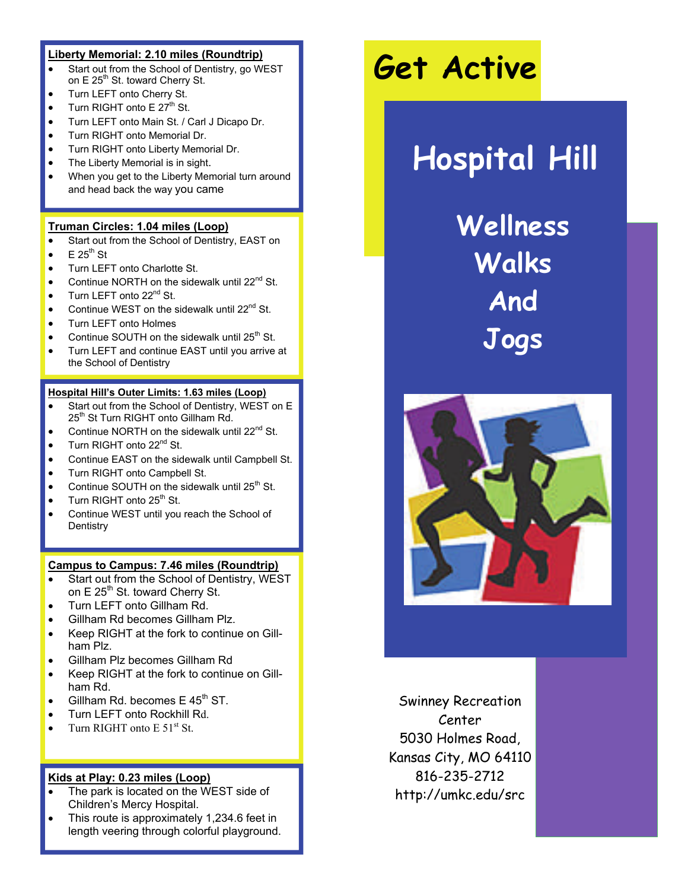# Get Active

## Hospital Hill

## Wellness Walks And Jogs

Swinney Recreation Center
5030 Holmes Road,
Kansas City, MO 64110
816-235-2712
http://umkc.edu/src

### Liberty Memorial: 2.10 miles (Roundtrip)

- Start out from the School of Dentistry, go WEST on E 25th St. toward Cherry St.
- Turn LEFT onto Cherry St.
- Turn RIGHT onto E 27th St.
- Turn LEFT onto Main St. / Carl J Dicapo Dr.
- Turn RIGHT onto Memorial Dr.
- Turn RIGHT onto Liberty Memorial Dr.
- The Liberty Memorial is in sight.
- When you get to the Liberty Memorial turn around and head back the way you came

### Truman Circles: 1.04 miles (Loop)

- Start out from the School of Dentistry, EAST on
- E 25th St
- Turn LEFT onto Charlotte St.
- Continue NORTH on the sidewalk until 22nd St.
- Turn LEFT onto 22nd St.
- Continue WEST on the sidewalk until 22nd St.
- Turn LEFT onto Holmes
- Continue SOUTH on the sidewalk until 25th St.
- Turn LEFT and continue EAST until you arrive at the School of Dentistry

### Hospital Hill's Outer Limits: 1.63 miles (Loop)

- Start out from the School of Dentistry, WEST on E 25th St Turn RIGHT onto Gillham Rd.
- Continue NORTH on the sidewalk until 22nd St.
- Turn RIGHT onto 22nd St.
- Continue EAST on the sidewalk until Campbell St.
- Turn RIGHT onto Campbell St.
- Continue SOUTH on the sidewalk until 25th St.
- Turn RIGHT onto 25th St.
- Continue WEST until you reach the School of Dentistry

### Campus to Campus: 7.46 miles (Roundtrip)

- Start out from the School of Dentistry, WEST on E 25th St. toward Cherry St.
- Turn LEFT onto Gillham Rd.
- Gillham Rd becomes Gillham Plz.
- Keep RIGHT at the fork to continue on Gillham Plz.
- Gillham Plz becomes Gillham Rd
- Keep RIGHT at the fork to continue on Gillham Rd.
- Gillham Rd. becomes E 45th ST.
- Turn LEFT onto Rockhill Rd.
- Turn RIGHT onto E 51st St.

### Kids at Play: 0.23 miles (Loop)

- The park is located on the WEST side of Children's Mercy Hospital.
- This route is approximately 1,234.6 feet in length veering through colorful playground.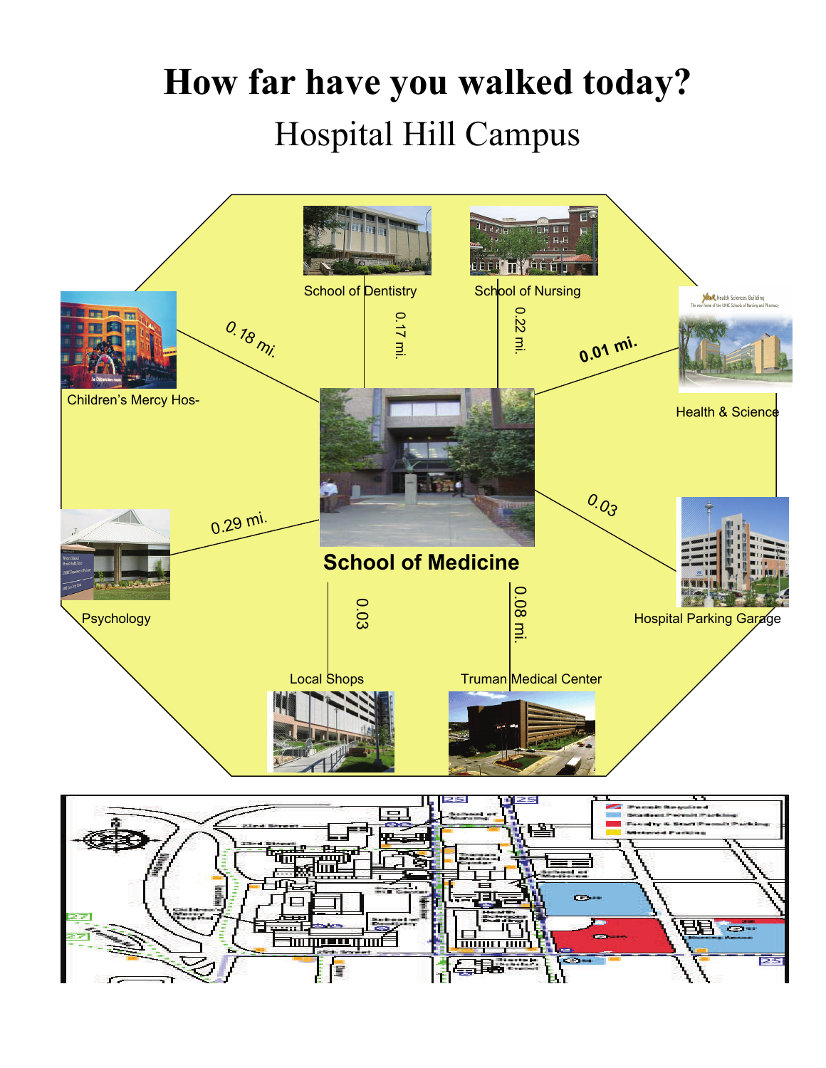# How far have you walked today?

## Hospital Hill Campus

School of Dentistry

0.17 mi.

School of Nursing

0.22 mi.

Children's Mercy Hos-

0.18 mi.

Health & Science

0.01 mi.

School of Medicine

Psychology

0.29 mi.

Hospital Parking Garage

0.03

Local Shops

0.03

Truman Medical Center

0.08 mi.